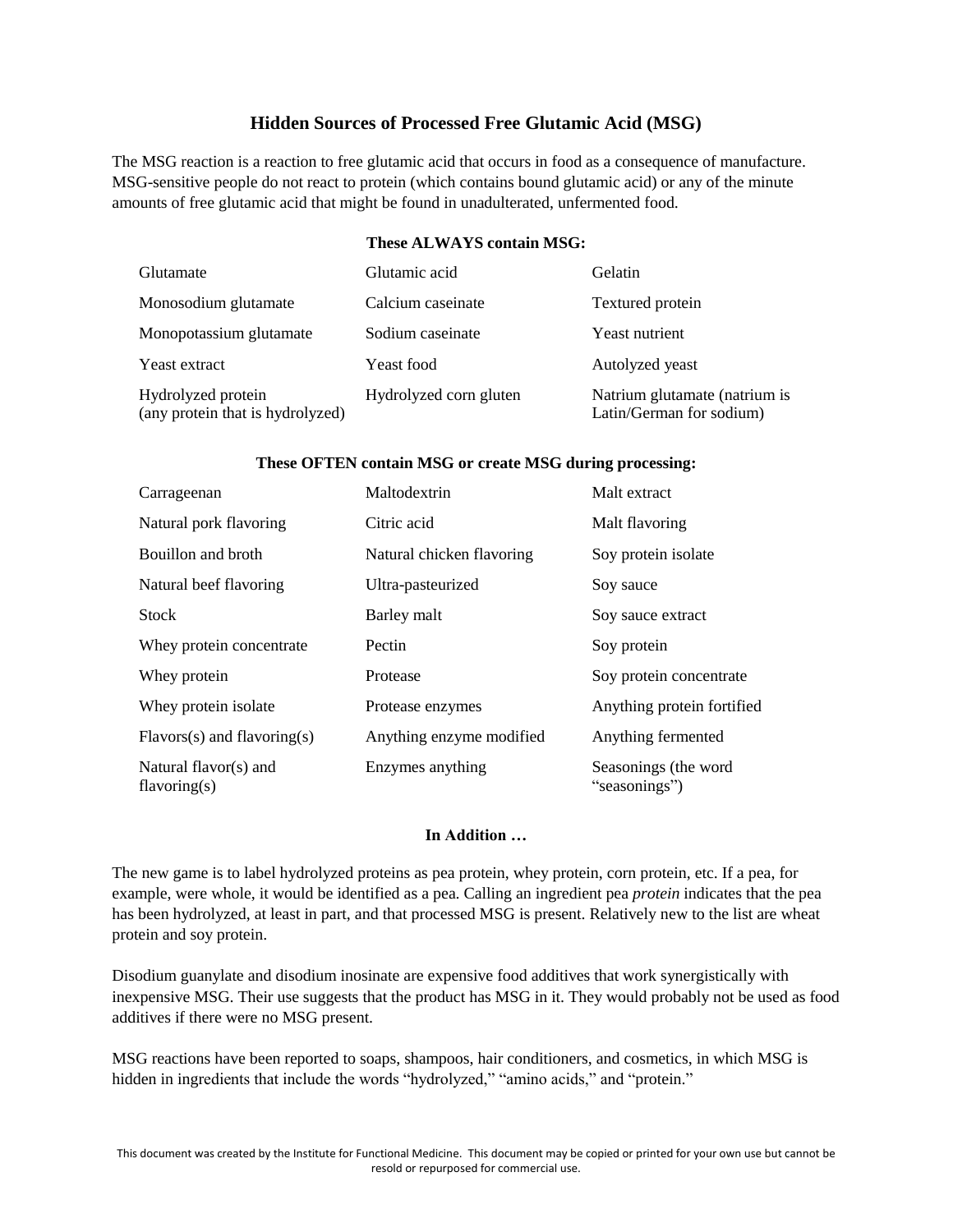# Hidden Sources of Processed Free Glutamic Acid (MSG)

The MSG reaction is a reaction to free glutamic acid that occurs in food as a consequence of manufacture. MSG-sensitive people do not react to protein (which contains bound glutamic acid) or any of the minute amounts of free glutamic acid that might be found in unadulterated, unfermented food.

**These ALWAYS contain MSG:**

| | | |
|---|---|---|
| Glutamate | Glutamic acid | Gelatin |
| Monosodium glutamate | Calcium caseinate | Textured protein |
| Monopotassium glutamate | Sodium caseinate | Yeast nutrient |
| Yeast extract | Yeast food | Autolyzed yeast |
| Hydrolyzed protein (any protein that is hydrolyzed) | Hydrolyzed corn gluten | Natrium glutamate (natrium is Latin/German for sodium) |

**These OFTEN contain MSG or create MSG during processing:**

| | | |
|---|---|---|
| Carrageenan | Maltodextrin | Malt extract |
| Natural pork flavoring | Citric acid | Malt flavoring |
| Bouillon and broth | Natural chicken flavoring | Soy protein isolate |
| Natural beef flavoring | Ultra-pasteurized | Soy sauce |
| Stock | Barley malt | Soy sauce extract |
| Whey protein concentrate | Pectin | Soy protein |
| Whey protein | Protease | Soy protein concentrate |
| Whey protein isolate | Protease enzymes | Anything protein fortified |
| Flavors(s) and flavoring(s) | Anything enzyme modified | Anything fermented |
| Natural flavor(s) and flavoring(s) | Enzymes anything | Seasonings (the word "seasonings") |

**In Addition …**

The new game is to label hydrolyzed proteins as pea protein, whey protein, corn protein, etc. If a pea, for example, were whole, it would be identified as a pea. Calling an ingredient pea *protein* indicates that the pea has been hydrolyzed, at least in part, and that processed MSG is present. Relatively new to the list are wheat protein and soy protein.

Disodium guanylate and disodium inosinate are expensive food additives that work synergistically with inexpensive MSG. Their use suggests that the product has MSG in it. They would probably not be used as food additives if there were no MSG present.

MSG reactions have been reported to soaps, shampoos, hair conditioners, and cosmetics, in which MSG is hidden in ingredients that include the words "hydrolyzed," "amino acids," and "protein."

This document was created by the Institute for Functional Medicine. This document may be copied or printed for your own use but cannot be resold or repurposed for commercial use.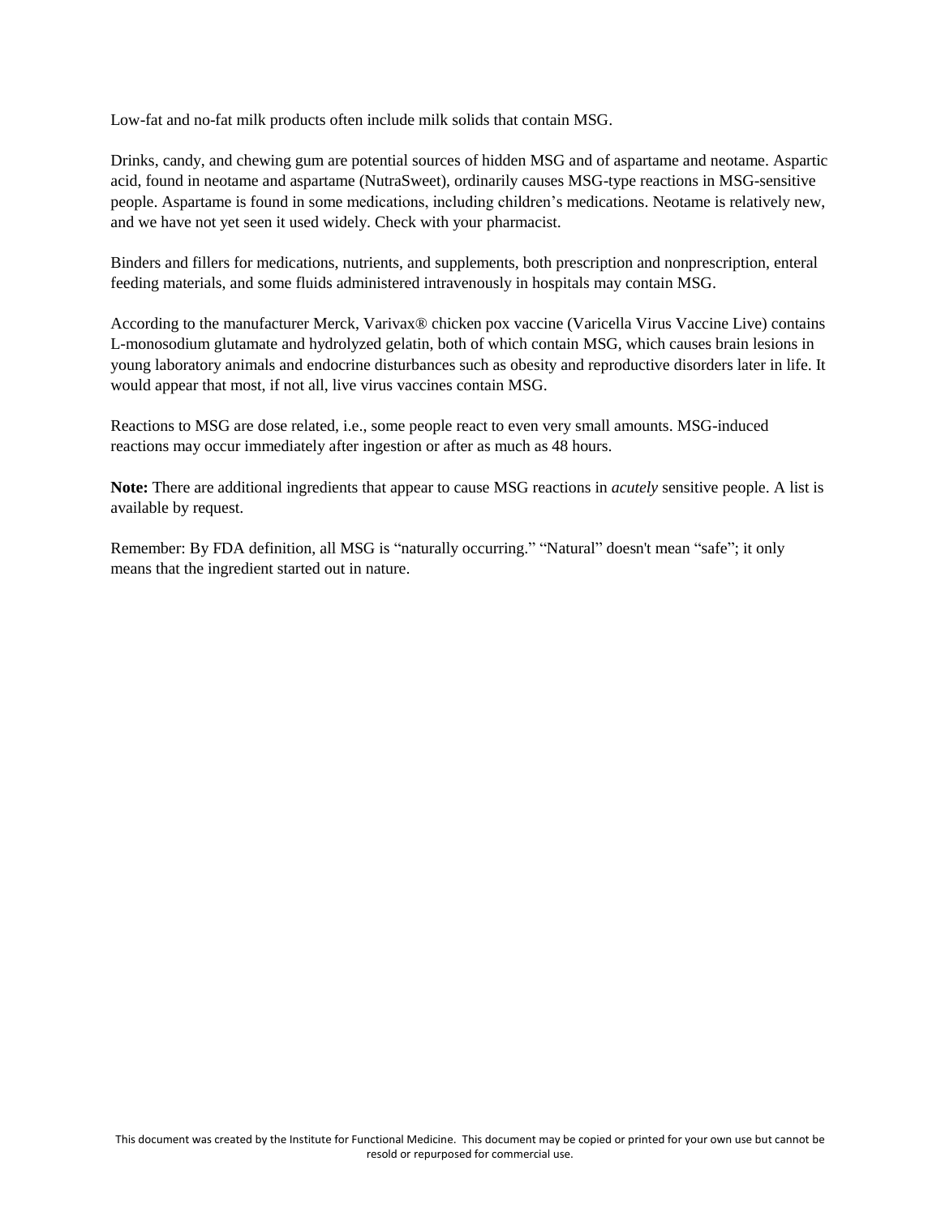Low-fat and no-fat milk products often include milk solids that contain MSG.

Drinks, candy, and chewing gum are potential sources of hidden MSG and of aspartame and neotame. Aspartic acid, found in neotame and aspartame (NutraSweet), ordinarily causes MSG-type reactions in MSG-sensitive people. Aspartame is found in some medications, including children's medications. Neotame is relatively new, and we have not yet seen it used widely. Check with your pharmacist.

Binders and fillers for medications, nutrients, and supplements, both prescription and nonprescription, enteral feeding materials, and some fluids administered intravenously in hospitals may contain MSG.

According to the manufacturer Merck, Varivax® chicken pox vaccine (Varicella Virus Vaccine Live) contains L-monosodium glutamate and hydrolyzed gelatin, both of which contain MSG, which causes brain lesions in young laboratory animals and endocrine disturbances such as obesity and reproductive disorders later in life. It would appear that most, if not all, live virus vaccines contain MSG.

Reactions to MSG are dose related, i.e., some people react to even very small amounts. MSG-induced reactions may occur immediately after ingestion or after as much as 48 hours.

**Note:** There are additional ingredients that appear to cause MSG reactions in *acutely* sensitive people. A list is available by request.

Remember: By FDA definition, all MSG is "naturally occurring." "Natural" doesn't mean "safe"; it only means that the ingredient started out in nature.

This document was created by the Institute for Functional Medicine. This document may be copied or printed for your own use but cannot be resold or repurposed for commercial use.